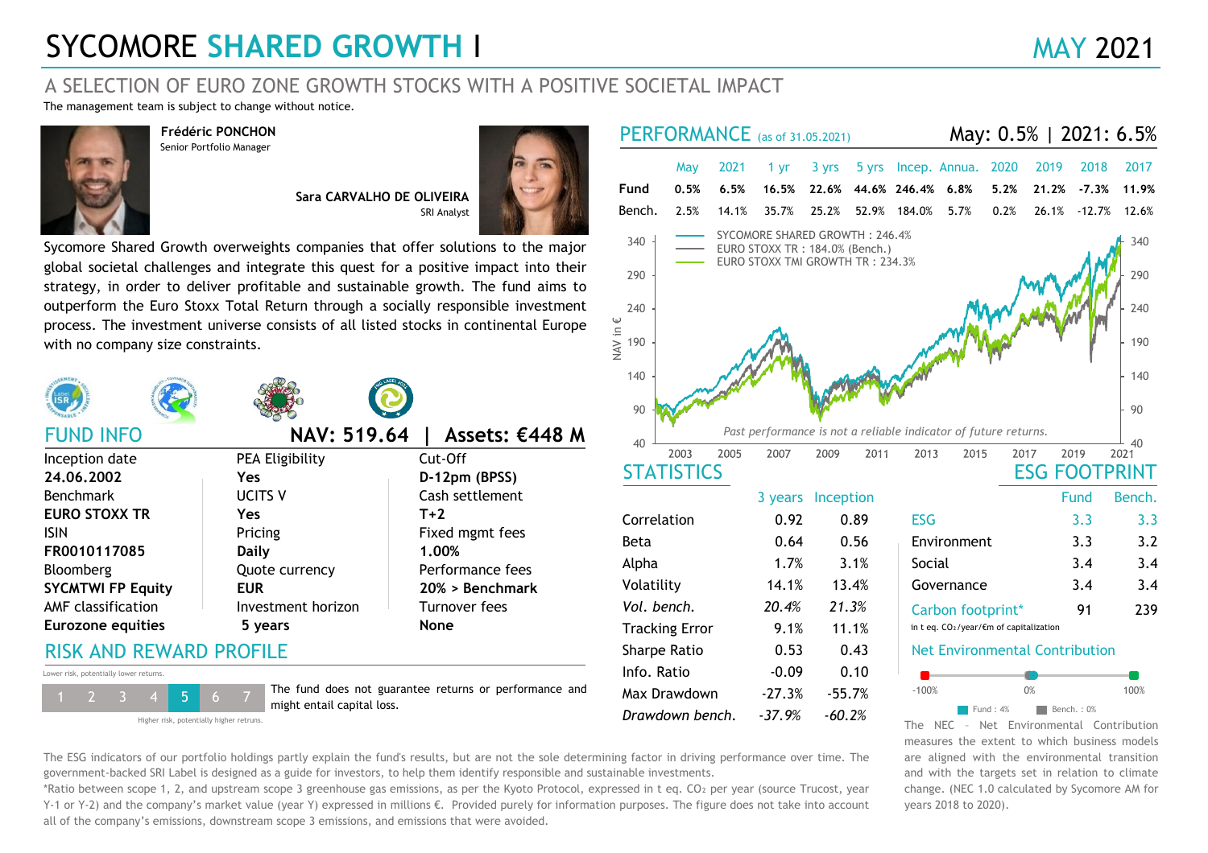# SYCOMORE SHARED GROWTH I

MAY 2021

## A SELECTION OF EURO ZONE GROWTH STOCKS WITH A POSITIVE SOCIETAL IMPACT

The management team is subject to change without notice.

**Frédéric PONCHON**
Senior Portfolio Manager

**Sara CARVALHO DE OLIVEIRA**
SRI Analyst

Sycomore Shared Growth overweights companies that offer solutions to the major global societal challenges and integrate this quest for a positive impact into their strategy, in order to deliver profitable and sustainable growth. The fund aims to outperform the Euro Stoxx Total Return through a socially responsible investment process. The investment universe consists of all listed stocks in continental Europe with no company size constraints.

## FUND INFO

**NAV: 519.64 | Assets: €448 M**

| | | |
|---|---|---|
| Inception date | PEA Eligibility | Cut-Off |
| **24.06.2002** | **Yes** | **D-12pm (BPSS)** |
| Benchmark | UCITS V | Cash settlement |
| **EURO STOXX TR** | **Yes** | **T+2** |
| ISIN | Pricing | Fixed mgmt fees |
| **FR0010117085** | **Daily** | **1.00%** |
| Bloomberg | Quote currency | Performance fees |
| **SYCMTWI FP Equity** | **EUR** | **20% > Benchmark** |
| AMF classification | Investment horizon | Turnover fees |
| **Eurozone equities** | **5 years** | **None** |

## RISK AND REWARD PROFILE

Lower risk, potentially lower returns.

1 | 2 | 3 | 4 | **5** | 6 | 7

Higher risk, potentially higher retruns.

The fund does not guarantee returns or performance and might entail capital loss.

## PERFORMANCE (as of 31.05.2021)

May: 0.5% | 2021: 6.5%

| | May | 2021 | 1 yr | 3 yrs | 5 yrs | Incep. | Annua. | 2020 | 2019 | 2018 | 2017 |
|---|---|---|---|---|---|---|---|---|---|---|---|
| **Fund** | **0.5%** | **6.5%** | **16.5%** | **22.6%** | **44.6%** | **246.4%** | **6.8%** | **5.2%** | **21.2%** | **-7.3%** | **11.9%** |
| Bench. | 2.5% | 14.1% | 35.7% | 25.2% | 52.9% | 184.0% | 5.7% | 0.2% | 26.1% | -12.7% | 12.6% |

SYCOMORE SHARED GROWTH : 246.4%
EURO STOXX TR : 184.0% (Bench.)
EURO STOXX TMI GROWTH TR : 234.3%

NAV in €

Past performance is not a reliable indicator of future returns.

## STATISTICS

| | 3 years | Inception |
|---|---|---|
| Correlation | 0.92 | 0.89 |
| Beta | 0.64 | 0.56 |
| Alpha | 1.7% | 3.1% |
| Volatility | 14.1% | 13.4% |
| *Vol. bench.* | *20.4%* | *21.3%* |
| Tracking Error | 9.1% | 11.1% |
| Sharpe Ratio | 0.53 | 0.43 |
| Info. Ratio | -0.09 | 0.10 |
| Max Drawdown | -27.3% | -55.7% |
| *Drawdown bench.* | *-37.9%* | *-60.2%* |

## ESG FOOTPRINT

| | Fund | Bench. |
|---|---|---|
| ESG | 3.3 | 3.3 |
| Environment | 3.3 | 3.2 |
| Social | 3.4 | 3.4 |
| Governance | 3.4 | 3.4 |
| Carbon footprint* | 91 | 239 |

in t eq. $CO_2$/year/€m of capitalization

### Net Environmental Contribution

-100% | 0% | 100%

Fund : 4% | Bench. : 0%

The NEC – Net Environmental Contribution measures the extent to which business models are aligned with the environmental transition and with the targets set in relation to climate change. (NEC 1.0 calculated by Sycomore AM for years 2018 to 2020).

The ESG indicators of our portfolio holdings partly explain the fund's results, but are not the sole determining factor in driving performance over time. The government-backed SRI Label is designed as a guide for investors, to help them identify responsible and sustainable investments.

*Ratio between scope 1, 2, and upstream scope 3 greenhouse gas emissions, as per the Kyoto Protocol, expressed in t eq. $CO_2$ per year (source Trucost, year Y-1 or Y-2) and the company's market value (year Y) expressed in millions €. Provided purely for information purposes. The figure does not take into account all of the company's emissions, downstream scope 3 emissions, and emissions that were avoided.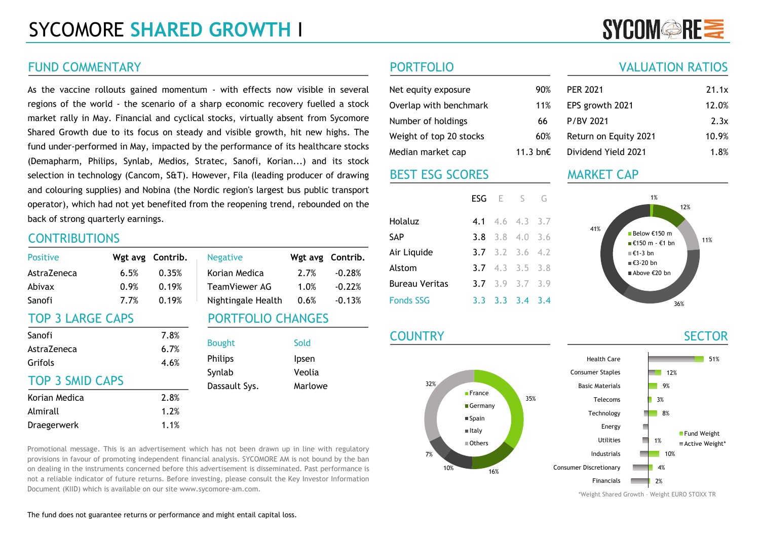# SYCOMORE SHARED GROWTH I

## FUND COMMENTARY

As the vaccine rollouts gained momentum - with effects now visible in several regions of the world - the scenario of a sharp economic recovery fuelled a stock market rally in May. Financial and cyclical stocks, virtually absent from Sycomore Shared Growth due to its focus on steady and visible growth, hit new highs. The fund under-performed in May, impacted by the performance of its healthcare stocks (Demapharm, Philips, Synlab, Medios, Stratec, Sanofi, Korian...) and its stock selection in technology (Cancom, S&T). However, Fila (leading producer of drawing and colouring supplies) and Nobina (the Nordic region's largest bus public transport operator), which had not yet benefited from the reopening trend, rebounded on the back of strong quarterly earnings.

## CONTRIBUTIONS

| Positive | Wgt avg | Contrib. |
|---|---|---|
| AstraZeneca | 6.5% | 0.35% |
| Abivax | 0.9% | 0.19% |
| Sanofi | 7.7% | 0.19% |

| Negative | Wgt avg | Contrib. |
|---|---|---|
| Korian Medica | 2.7% | -0.28% |
| TeamViewer AG | 1.0% | -0.22% |
| Nightingale Health | 0.6% | -0.13% |

## TOP 3 LARGE CAPS

| | |
|---|---|
| Sanofi | 7.8% |
| AstraZeneca | 6.7% |
| Grifols | 4.6% |

## TOP 3 SMID CAPS

| | |
|---|---|
| Korian Medica | 2.8% |
| Almirall | 1.2% |
| Draegerwerk | 1.1% |

## PORTFOLIO CHANGES

| Bought | Sold |
|---|---|
| Philips | Ipsen |
| Synlab | Veolia |
| Dassault Sys. | Marlowe |

## PORTFOLIO

| | |
|---|---|
| Net equity exposure | 90% |
| Overlap with benchmark | 11% |
| Number of holdings | 66 |
| Weight of top 20 stocks | 60% |
| Median market cap | 11.3 bn€ |

## VALUATION RATIOS

| | |
|---|---|
| PER 2021 | 21.1x |
| EPS growth 2021 | 12.0% |
| P/BV 2021 | 2.3x |
| Return on Equity 2021 | 10.9% |
| Dividend Yield 2021 | 1.8% |

## BEST ESG SCORES

| | ESG | E | S | G |
|---|---|---|---|---|
| Holaluz | 4.1 | 4.6 | 4.3 | 3.7 |
| SAP | 3.8 | 3.8 | 4.0 | 3.6 |
| Air Liquide | 3.7 | 3.2 | 3.6 | 4.2 |
| Alstom | 3.7 | 4.3 | 3.5 | 3.8 |
| Bureau Veritas | 3.7 | 3.9 | 3.7 | 3.9 |
| Fonds SSG | 3.3 | 3.3 | 3.4 | 3.4 |

## MARKET CAP

Below €150 m
€150 m - €1 bn
€1-3 bn
€3-20 bn
Above €20 bn

1%
12%
11%
36%
41%

## COUNTRY

France
Germany
Spain
Italy
Others

35%
16%
10%
7%
32%

## SECTOR

Health Care
Consumer Staples
Basic Materials
Telecoms
Technology
Energy
Utilities
Industrials
Consumer Discretionary
Financials

51%
12%
9%
3%
8%
1%
10%
4%
2%

Fund Weight
Active Weight*

*Weight Shared Growth - Weight EURO STOXX TR

Promotional message. This is an advertisement which has not been drawn up in line with regulatory provisions in favour of promoting independent financial analysis. SYCOMORE AM is not bound by the ban on dealing in the instruments concerned before this advertisement is disseminated. Past performance is not a reliable indicator of future returns. Before investing, please consult the Key Investor Information Document (KIID) which is available on our site www.sycomore-am.com.

The fund does not guarantee returns or performance and might entail capital loss.